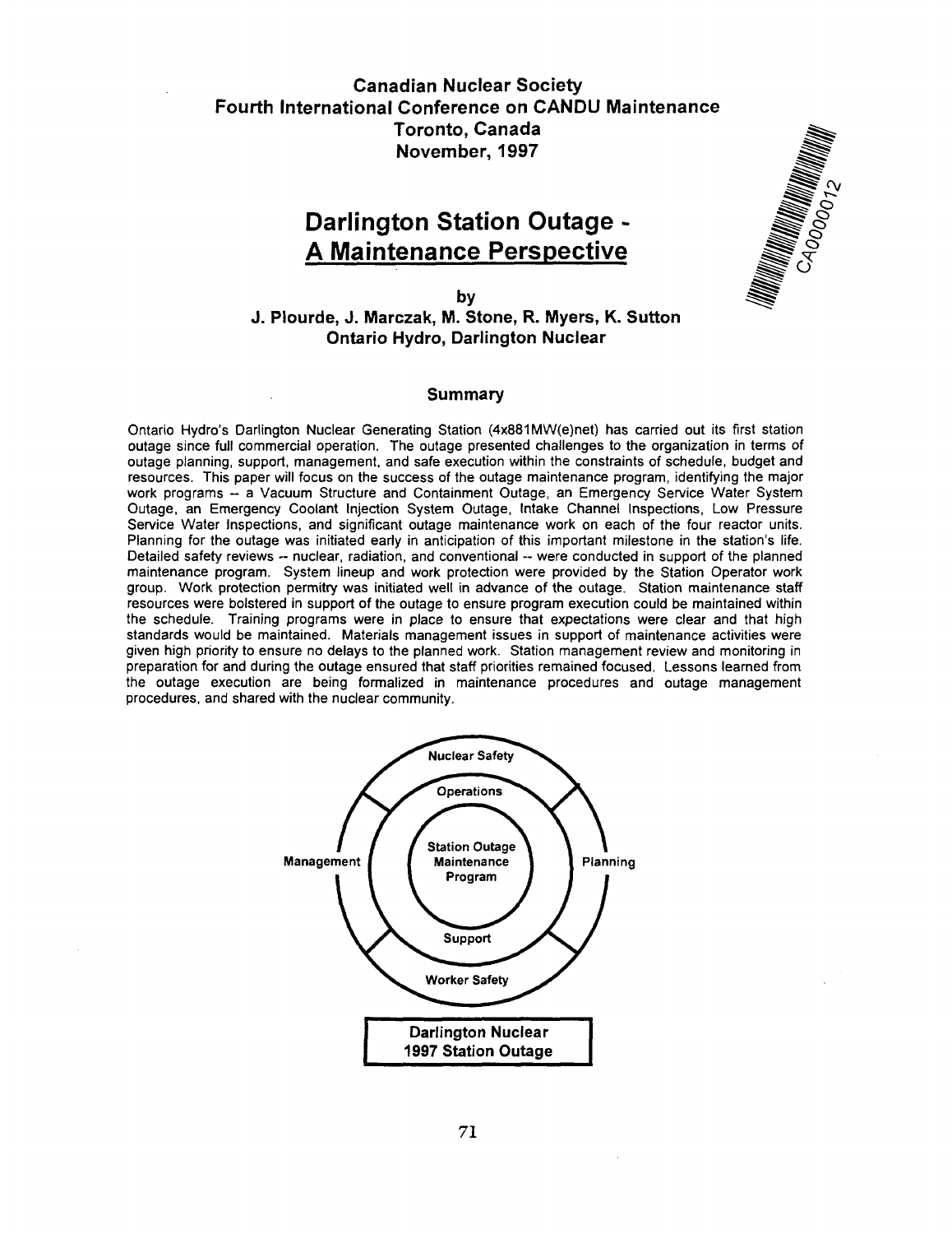**Canadian Nuclear Society**
**Fourth International Conference on CANDU Maintenance**
**Toronto, Canada**
**November, 1997**

# Darlington Station Outage - A Maintenance Perspective

by

**J. Plourde, J. Marczak, M. Stone, R. Myers, K. Sutton**
**Ontario Hydro, Darlington Nuclear**

## Summary

Ontario Hydro's Darlington Nuclear Generating Station (4x881MW(e)net) has carried out its first station outage since full commercial operation. The outage presented challenges to the organization in terms of outage planning, support, management, and safe execution within the constraints of schedule, budget and resources. This paper will focus on the success of the outage maintenance program, identifying the major work programs -- a Vacuum Structure and Containment Outage, an Emergency Service Water System Outage, an Emergency Coolant Injection System Outage, Intake Channel Inspections, Low Pressure Service Water Inspections, and significant outage maintenance work on each of the four reactor units. Planning for the outage was initiated early in anticipation of this important milestone in the station's life. Detailed safety reviews -- nuclear, radiation, and conventional -- were conducted in support of the planned maintenance program. System lineup and work protection were provided by the Station Operator work group. Work protection permitry was initiated well in advance of the outage. Station maintenance staff resources were bolstered in support of the outage to ensure program execution could be maintained within the schedule. Training programs were in place to ensure that expectations were clear and that high standards would be maintained. Materials management issues in support of maintenance activities were given high priority to ensure no delays to the planned work. Station management review and monitoring in preparation for and during the outage ensured that staff priorities remained focused. Lessons learned from the outage execution are being formalized in maintenance procedures and outage management procedures, and shared with the nuclear community.

Nuclear Safety

Operations

Management

Station Outage Maintenance Program

Planning

Support

Worker Safety

**Darlington Nuclear 1997 Station Outage**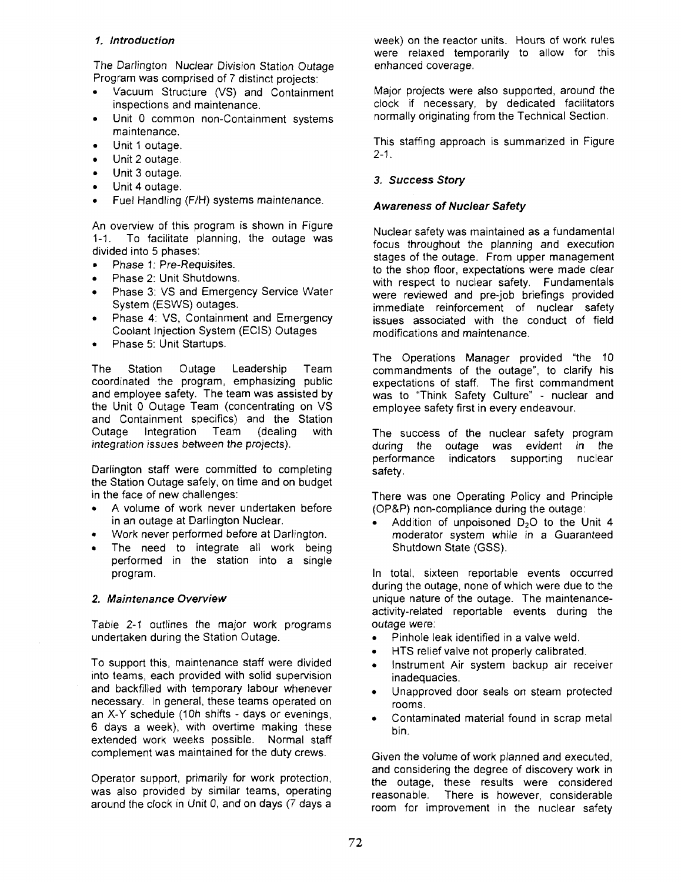### *1. Introduction*

The Darlington Nuclear Division Station Outage Program was comprised of 7 distinct projects:

- Vacuum Structure (VS) and Containment inspections and maintenance.
- Unit 0 common non-Containment systems maintenance.
- Unit 1 outage.
- Unit 2 outage.
- Unit 3 outage.
- Unit 4 outage.
- Fuel Handling (F/H) systems maintenance.

An overview of this program is shown in Figure 1-1. To facilitate planning, the outage was divided into 5 phases:

- Phase 1: Pre-Requisites.
- Phase 2: Unit Shutdowns.
- Phase 3: VS and Emergency Service Water System (ESWS) outages.
- Phase 4: VS, Containment and Emergency Coolant Injection System (ECIS) Outages
- Phase 5: Unit Startups.

The Station Outage Leadership Team coordinated the program, emphasizing public and employee safety. The team was assisted by the Unit 0 Outage Team (concentrating on VS and Containment specifics) and the Station Outage Integration Team (dealing with integration issues between the projects).

Darlington staff were committed to completing the Station Outage safely, on time and on budget in the face of new challenges:

- A volume of work never undertaken before in an outage at Darlington Nuclear.
- Work never performed before at Darlington.
- The need to integrate all work being performed in the station into a single program.

### *2. Maintenance Overview*

Table 2-1 outlines the major work programs undertaken during the Station Outage.

To support this, maintenance staff were divided into teams, each provided with solid supervision and backfilled with temporary labour whenever necessary. In general, these teams operated on an X-Y schedule (10h shifts - days or evenings, 6 days a week), with overtime making these extended work weeks possible. Normal staff complement was maintained for the duty crews.

Operator support, primarily for work protection, was also provided by similar teams, operating around the clock in Unit 0, and on days (7 days a week) on the reactor units. Hours of work rules were relaxed temporarily to allow for this enhanced coverage.

Major projects were also supported, around the clock if necessary, by dedicated facilitators normally originating from the Technical Section.

This staffing approach is summarized in Figure 2-1.

### *3. Success Story*

#### *Awareness of Nuclear Safety*

Nuclear safety was maintained as a fundamental focus throughout the planning and execution stages of the outage. From upper management to the shop floor, expectations were made clear with respect to nuclear safety. Fundamentals were reviewed and pre-job briefings provided immediate reinforcement of nuclear safety issues associated with the conduct of field modifications and maintenance.

The Operations Manager provided "the 10 commandments of the outage", to clarify his expectations of staff. The first commandment was to "Think Safety Culture" - nuclear and employee safety first in every endeavour.

The success of the nuclear safety program during the outage was evident in the performance indicators supporting nuclear safety.

There was one Operating Policy and Principle (OP&P) non-compliance during the outage:

- Addition of unpoisoned $D_2O$ to the Unit 4 moderator system while in a Guaranteed Shutdown State (GSS).

In total, sixteen reportable events occurred during the outage, none of which were due to the unique nature of the outage. The maintenance-activity-related reportable events during the outage were:

- Pinhole leak identified in a valve weld.
- HTS relief valve not properly calibrated.
- Instrument Air system backup air receiver inadequacies.
- Unapproved door seals on steam protected rooms.
- Contaminated material found in scrap metal bin.

Given the volume of work planned and executed, and considering the degree of discovery work in the outage, these results were considered reasonable. There is however, considerable room for improvement in the nuclear safety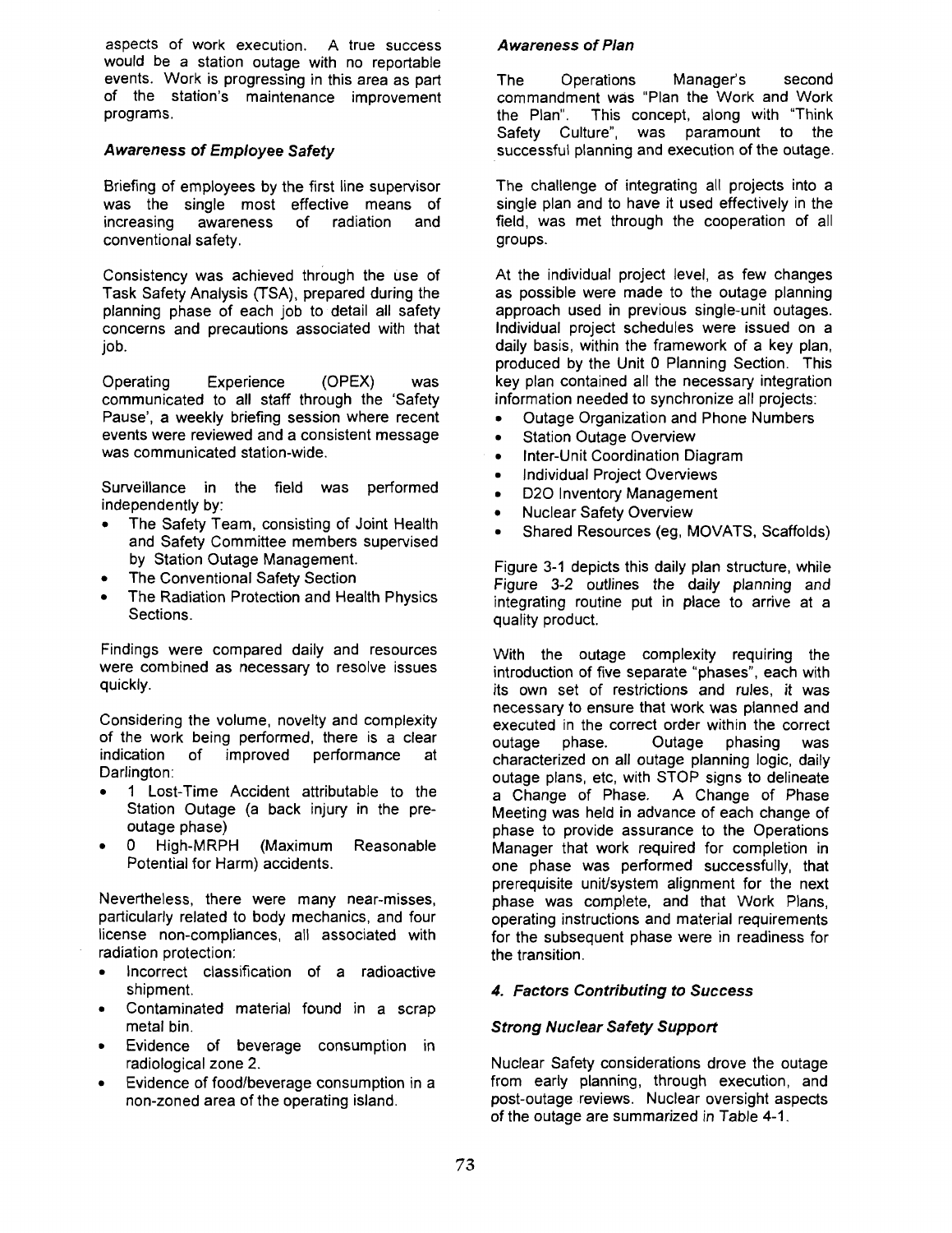aspects of work execution. A true success would be a station outage with no reportable events. Work is progressing in this area as part of the station's maintenance improvement programs.

### *Awareness of Employee Safety*

Briefing of employees by the first line supervisor was the single most effective means of increasing awareness of radiation and conventional safety.

Consistency was achieved through the use of Task Safety Analysis (TSA), prepared during the planning phase of each job to detail all safety concerns and precautions associated with that job.

Operating Experience (OPEX) was communicated to all staff through the 'Safety Pause', a weekly briefing session where recent events were reviewed and a consistent message was communicated station-wide.

Surveillance in the field was performed independently by:

- The Safety Team, consisting of Joint Health and Safety Committee members supervised by Station Outage Management.
- The Conventional Safety Section
- The Radiation Protection and Health Physics Sections.

Findings were compared daily and resources were combined as necessary to resolve issues quickly.

Considering the volume, novelty and complexity of the work being performed, there is a clear indication of improved performance at Darlington:

- 1 Lost-Time Accident attributable to the Station Outage (a back injury in the pre-outage phase)
- 0 High-MRPH (Maximum Reasonable Potential for Harm) accidents.

Nevertheless, there were many near-misses, particularly related to body mechanics, and four license non-compliances, all associated with radiation protection:

- Incorrect classification of a radioactive shipment.
- Contaminated material found in a scrap metal bin.
- Evidence of beverage consumption in radiological zone 2.
- Evidence of food/beverage consumption in a non-zoned area of the operating island.

### *Awareness of Plan*

The Operations Manager's second commandment was "Plan the Work and Work the Plan". This concept, along with "Think Safety Culture", was paramount to the successful planning and execution of the outage.

The challenge of integrating all projects into a single plan and to have it used effectively in the field, was met through the cooperation of all groups.

At the individual project level, as few changes as possible were made to the outage planning approach used in previous single-unit outages. Individual project schedules were issued on a daily basis, within the framework of a key plan, produced by the Unit 0 Planning Section. This key plan contained all the necessary integration information needed to synchronize all projects:

- Outage Organization and Phone Numbers
- Station Outage Overview
- Inter-Unit Coordination Diagram
- Individual Project Overviews
- D2O Inventory Management
- Nuclear Safety Overview
- Shared Resources (eg, MOVATS, Scaffolds)

Figure 3-1 depicts this daily plan structure, while Figure 3-2 outlines the daily planning and integrating routine put in place to arrive at a quality product.

With the outage complexity requiring the introduction of five separate "phases", each with its own set of restrictions and rules, it was necessary to ensure that work was planned and executed in the correct order within the correct outage phase. Outage phasing was characterized on all outage planning logic, daily outage plans, etc, with STOP signs to delineate a Change of Phase. A Change of Phase Meeting was held in advance of each change of phase to provide assurance to the Operations Manager that work required for completion in one phase was performed successfully, that prerequisite unit/system alignment for the next phase was complete, and that Work Plans, operating instructions and material requirements for the subsequent phase were in readiness for the transition.

## *4. Factors Contributing to Success*

### *Strong Nuclear Safety Support*

Nuclear Safety considerations drove the outage from early planning, through execution, and post-outage reviews. Nuclear oversight aspects of the outage are summarized in Table 4-1.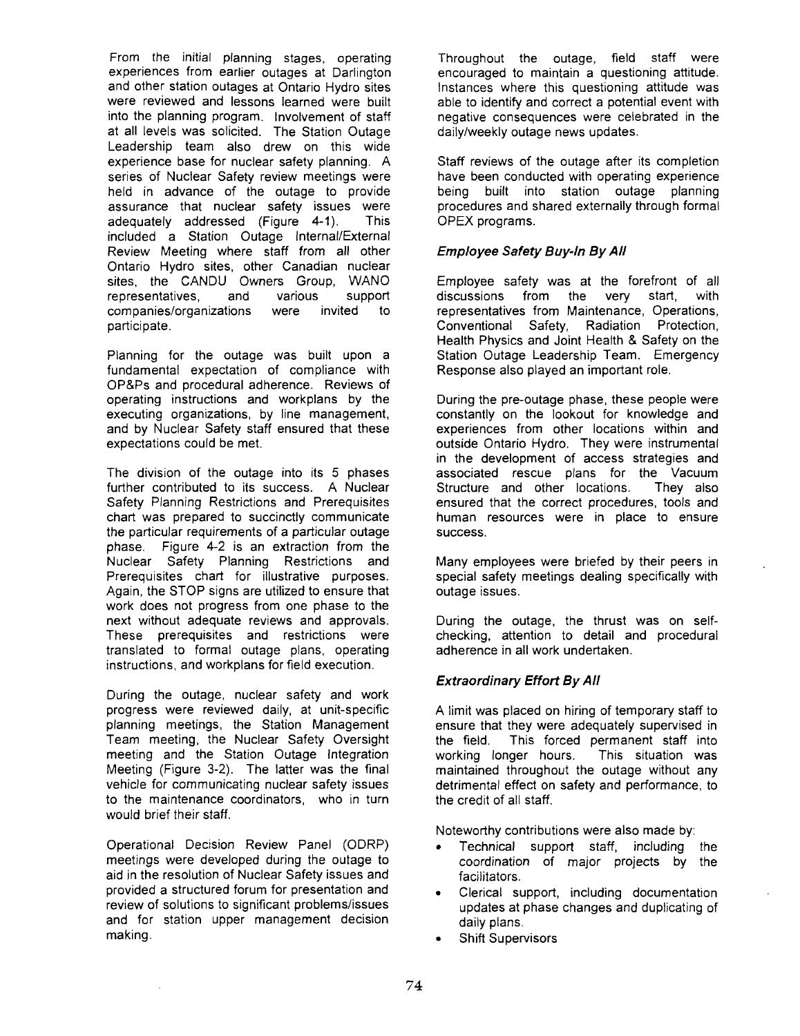From the initial planning stages, operating experiences from earlier outages at Darlington and other station outages at Ontario Hydro sites were reviewed and lessons learned were built into the planning program. Involvement of staff at all levels was solicited. The Station Outage Leadership team also drew on this wide experience base for nuclear safety planning. A series of Nuclear Safety review meetings were held in advance of the outage to provide assurance that nuclear safety issues were adequately addressed (Figure 4-1). This included a Station Outage Internal/External Review Meeting where staff from all other Ontario Hydro sites, other Canadian nuclear sites, the CANDU Owners Group, WANO representatives, and various support companies/organizations were invited to participate.

Planning for the outage was built upon a fundamental expectation of compliance with OP&Ps and procedural adherence. Reviews of operating instructions and workplans by the executing organizations, by line management, and by Nuclear Safety staff ensured that these expectations could be met.

The division of the outage into its 5 phases further contributed to its success. A Nuclear Safety Planning Restrictions and Prerequisites chart was prepared to succinctly communicate the particular requirements of a particular outage phase. Figure 4-2 is an extraction from the Nuclear Safety Planning Restrictions and Prerequisites chart for illustrative purposes. Again, the STOP signs are utilized to ensure that work does not progress from one phase to the next without adequate reviews and approvals. These prerequisites and restrictions were translated to formal outage plans, operating instructions, and workplans for field execution.

During the outage, nuclear safety and work progress were reviewed daily, at unit-specific planning meetings, the Station Management Team meeting, the Nuclear Safety Oversight meeting and the Station Outage Integration Meeting (Figure 3-2). The latter was the final vehicle for communicating nuclear safety issues to the maintenance coordinators, who in turn would brief their staff.

Operational Decision Review Panel (ODRP) meetings were developed during the outage to aid in the resolution of Nuclear Safety issues and provided a structured forum for presentation and review of solutions to significant problems/issues and for station upper management decision making.

Throughout the outage, field staff were encouraged to maintain a questioning attitude. Instances where this questioning attitude was able to identify and correct a potential event with negative consequences were celebrated in the daily/weekly outage news updates.

Staff reviews of the outage after its completion have been conducted with operating experience being built into station outage planning procedures and shared externally through formal OPEX programs.

### *Employee Safety Buy-In By All*

Employee safety was at the forefront of all discussions from the very start, with representatives from Maintenance, Operations, Conventional Safety, Radiation Protection, Health Physics and Joint Health & Safety on the Station Outage Leadership Team. Emergency Response also played an important role.

During the pre-outage phase, these people were constantly on the lookout for knowledge and experiences from other locations within and outside Ontario Hydro. They were instrumental in the development of access strategies and associated rescue plans for the Vacuum Structure and other locations. They also ensured that the correct procedures, tools and human resources were in place to ensure success.

Many employees were briefed by their peers in special safety meetings dealing specifically with outage issues.

During the outage, the thrust was on self-checking, attention to detail and procedural adherence in all work undertaken.

### *Extraordinary Effort By All*

A limit was placed on hiring of temporary staff to ensure that they were adequately supervised in the field. This forced permanent staff into working longer hours. This situation was maintained throughout the outage without any detrimental effect on safety and performance, to the credit of all staff.

Noteworthy contributions were also made by:

- Technical support staff, including the coordination of major projects by the facilitators.
- Clerical support, including documentation updates at phase changes and duplicating of daily plans.
- Shift Supervisors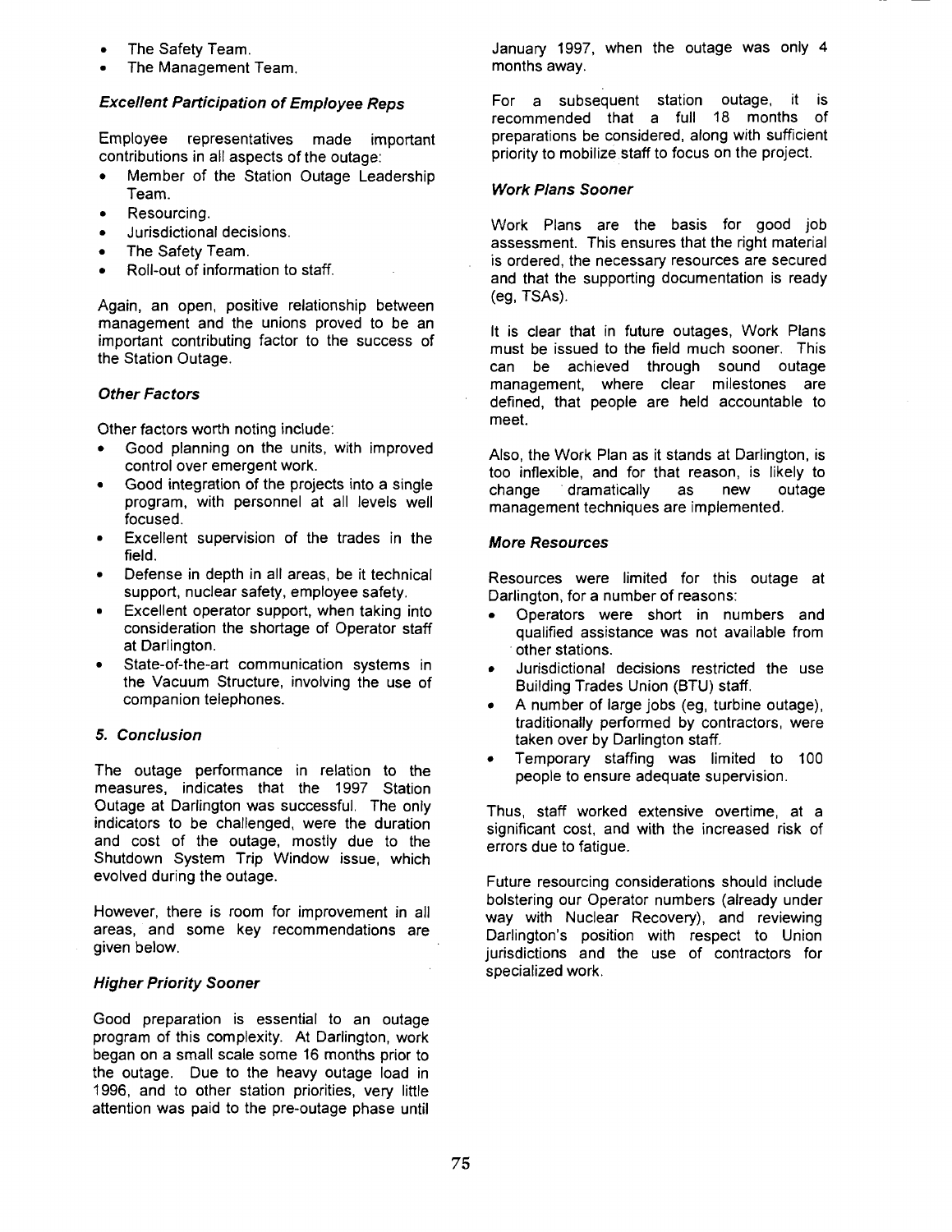- The Safety Team.
- The Management Team.

*Excellent Participation of Employee Reps*

Employee representatives made important contributions in all aspects of the outage:

- Member of the Station Outage Leadership Team.
- Resourcing.
- Jurisdictional decisions.
- The Safety Team.
- Roll-out of information to staff.

Again, an open, positive relationship between management and the unions proved to be an important contributing factor to the success of the Station Outage.

*Other Factors*

Other factors worth noting include:

- Good planning on the units, with improved control over emergent work.
- Good integration of the projects into a single program, with personnel at all levels well focused.
- Excellent supervision of the trades in the field.
- Defense in depth in all areas, be it technical support, nuclear safety, employee safety.
- Excellent operator support, when taking into consideration the shortage of Operator staff at Darlington.
- State-of-the-art communication systems in the Vacuum Structure, involving the use of companion telephones.

## 5. Conclusion

The outage performance in relation to the measures, indicates that the 1997 Station Outage at Darlington was successful. The only indicators to be challenged, were the duration and cost of the outage, mostly due to the Shutdown System Trip Window issue, which evolved during the outage.

However, there is room for improvement in all areas, and some key recommendations are given below.

*Higher Priority Sooner*

Good preparation is essential to an outage program of this complexity. At Darlington, work began on a small scale some 16 months prior to the outage. Due to the heavy outage load in 1996, and to other station priorities, very little attention was paid to the pre-outage phase until January 1997, when the outage was only 4 months away.

For a subsequent station outage, it is recommended that a full 18 months of preparations be considered, along with sufficient priority to mobilize staff to focus on the project.

*Work Plans Sooner*

Work Plans are the basis for good job assessment. This ensures that the right material is ordered, the necessary resources are secured and that the supporting documentation is ready (eg, TSAs).

It is clear that in future outages, Work Plans must be issued to the field much sooner. This can be achieved through sound outage management, where clear milestones are defined, that people are held accountable to meet.

Also, the Work Plan as it stands at Darlington, is too inflexible, and for that reason, is likely to change dramatically as new outage management techniques are implemented.

*More Resources*

Resources were limited for this outage at Darlington, for a number of reasons:

- Operators were short in numbers and qualified assistance was not available from other stations.
- Jurisdictional decisions restricted the use Building Trades Union (BTU) staff.
- A number of large jobs (eg, turbine outage), traditionally performed by contractors, were taken over by Darlington staff.
- Temporary staffing was limited to 100 people to ensure adequate supervision.

Thus, staff worked extensive overtime, at a significant cost, and with the increased risk of errors due to fatigue.

Future resourcing considerations should include bolstering our Operator numbers (already under way with Nuclear Recovery), and reviewing Darlington's position with respect to Union jurisdictions and the use of contractors for specialized work.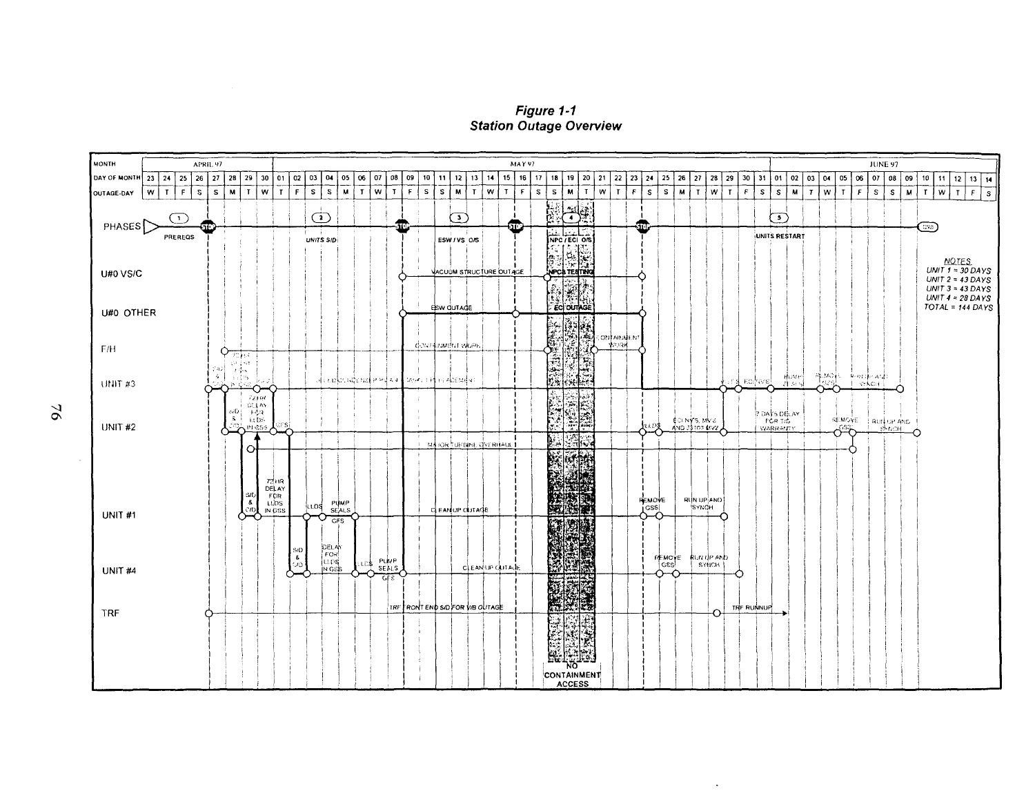*Figure 1-1*
*Station Outage Overview*

| MONTH | APRIL 97 | | | | | | | | MAY 97 | | | | | | | | | | | | | | | | | | | | | | | | | | | | | | | JUNE 97 | | | | | | | | | | | | | |
|---|---|---|---|---|---|---|---|---|---|---|---|---|---|---|---|---|---|---|---|---|---|---|---|---|---|---|---|---|---|---|---|---|---|---|---|---|---|---|---|---|---|---|---|---|---|---|---|---|---|---|---|---|---|
| DAY OF MONTH | 23 | 24 | 25 | 26 | 27 | 28 | 29 | 30 | 01 | 02 | 03 | 04 | 05 | 06 | 07 | 08 | 09 | 10 | 11 | 12 | 13 | 14 | 15 | 16 | 17 | 18 | 19 | 20 | 21 | 22 | 23 | 24 | 25 | 26 | 27 | 28 | 29 | 30 | 31 | 01 | 02 | 03 | 04 | 05 | 06 | 07 | 08 | 09 | 10 | 11 | 12 | 13 | 14 |
| OUTAGE-DAY | W | T | F | S | S | M | T | W | T | F | S | S | M | T | W | T | F | S | S | M | T | W | T | F | S | S | M | T | W | T | F | S | S | M | T | W | T | F | S | S | M | T | W | T | F | S | S | M | T | W | T | F | S |

PHASES: 1 PREREQS — STOP — 2 UNITS S/D — STOP — 3 ESW / VS O/S — STOP — 4 NPC / ECI O/S — STOP — 5 UNITS RESTART — END

U#0 VS/C: VACUUM STRUCTURE OUTAGE; NPCS TESTING

U#0 OTHER: ESW OUTAGE; ECI OUTAGE

F/H: CONTAINMENT WORK; CONTAINMENT WORK

UNIT #3: S/D & C/D; 72 HR DELAY FOR LLDS IN GSS; CONDENSER PLANT REPLACEMENT; LLDS; ECI NV'S; PUMP SEALS; REMOVE GSS; RUN UP AND SYNCH

UNIT #2: S/D & C/D; 72 HR DELAY FOR LLDS IN GSS; GFS; MAJOR TURBINE OVERHAUL; LLDS; ECI NV'S, MV'S AND 33163 MV2; 7 DAYS DELAY FOR T/G WARRANTY; REMOVE GSS; RUN UP AND SYNCH

UNIT #1: S/D & C/D; 72 HR DELAY FOR LLDS IN GSS; LLDS; PUMP SEALS; GFS; CLEAN-UP OUTAGE; REMOVE GSS; RUN UP AND SYNCH

UNIT #4: S/D & C/D; DELAY FOR LLDS IN GSS; LLDS; PUMP SEALS; GFS; CLEAN-UP OUTAGE; REMOVE GSS; RUN UP AND SYNCH

TRF: TRF FRONT END S/D FOR V/B OUTAGE; TRF RUNNUP

NO CONTAINMENT ACCESS

*NOTES*
*UNIT 1 = 30 DAYS*
*UNIT 2 = 43 DAYS*
*UNIT 3 = 43 DAYS*
*UNIT 4 = 28 DAYS*
*TOTAL = 144 DAYS*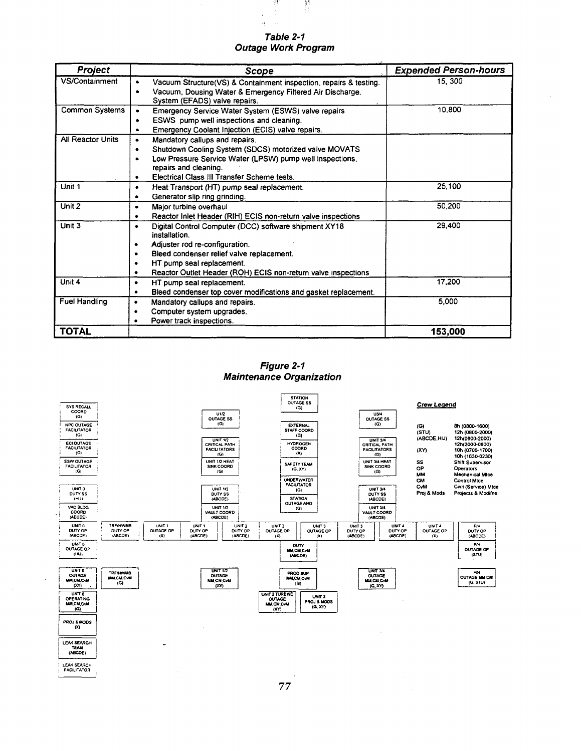*Table 2-1*
*Outage Work Program*

| Project | Scope | Expended Person-hours |
|---|---|---|
| VS/Containment | • Vacuum Structure(VS) & Containment inspection, repairs & testing.<br>• Vacuum, Dousing Water & Emergency Filtered Air Discharge. System (EFADS) valve repairs. | 15, 300 |
| Common Systems | • Emergency Service Water System (ESWS) valve repairs<br>• ESWS pump well inspections and cleaning.<br>• Emergency Coolant Injection (ECIS) valve repairs. | 10,800 |
| All Reactor Units | • Mandatory callups and repairs.<br>• Shutdown Cooling System (SDCS) motorized valve MOVATS<br>• Low Pressure Service Water (LPSW) pump well inspections, repairs and cleaning.<br>• Electrical Class III Transfer Scheme tests. | |
| Unit 1 | • Heat Transport (HT) pump seal replacement.<br>• Generator slip ring grinding. | 25,100 |
| Unit 2 | • Major turbine overhaul<br>• Reactor Inlet Header (RIH) ECIS non-return valve inspections | 50,200 |
| Unit 3 | • Digital Control Computer (DCC) software shipment XY18 installation.<br>• Adjuster rod re-configuration.<br>• Bleed condenser relief valve replacement.<br>• HT pump seal replacement.<br>• Reactor Outlet Header (ROH) ECIS non-return valve inspections | 29,400 |
| Unit 4 | • HT pump seal replacement.<br>• Bleed condenser top cover modifications and gasket replacement. | 17,200 |
| Fuel Handling | • Mandatory callups and repairs.<br>• Computer system upgrades.<br>• Power track inspections. | 5,000 |
| **TOTAL** | | **153,000** |

*Figure 2-1*
*Maintenance Organization*

Crew Legend

| | |
|---|---|
| (G) | 8h (0800-1600) |
| (STU) | 12h (0800-2000) |
| (ABCDE,HIJ) | 12h(0800-2000)<br>12h(2000-0800) |
| (XY) | 10h (0700-1700)<br>10h (1630-0230) |
| SS | Shift Supervisor |
| OP | Operators |
| MM | Mechanical Mtce |
| CM | Control Mtce |
| CvM | Civil (Service) Mtce |
| Proj & Mods | Projects & Modifns |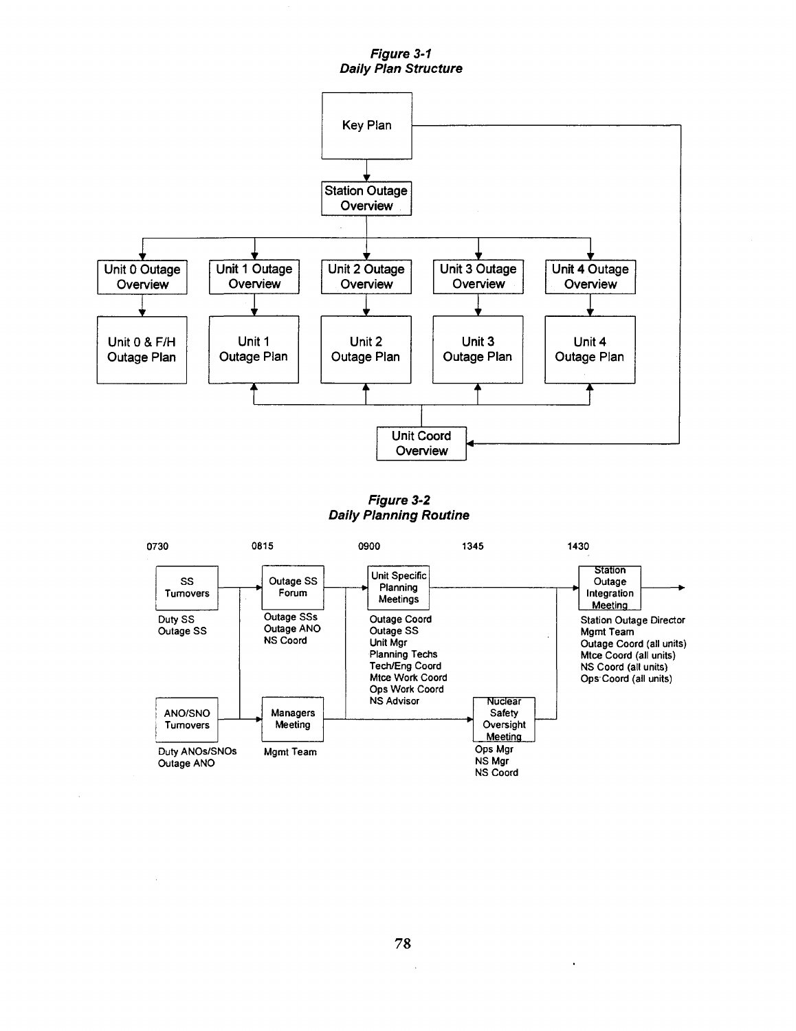*Figure 3-1*
*Daily Plan Structure*

Key Plan

Station Outage Overview

Unit 0 Outage Overview

Unit 1 Outage Overview

Unit 2 Outage Overview

Unit 3 Outage Overview

Unit 4 Outage Overview

Unit 0 & F/H Outage Plan

Unit 1 Outage Plan

Unit 2 Outage Plan

Unit 3 Outage Plan

Unit 4 Outage Plan

Unit Coord Overview

*Figure 3-2*
*Daily Planning Routine*

0730

SS Turnovers

Duty SS
Outage SS

ANO/SNO Turnovers

Duty ANOs/SNOs
Outage ANO

0815

Outage SS Forum

Outage SSs
Outage ANO
NS Coord

Managers Meeting

Mgmt Team

0900

Unit Specific Planning Meetings

Outage Coord
Outage SS
Unit Mgr
Planning Techs
Tech/Eng Coord
Mtce Work Coord
Ops Work Coord
NS Advisor

1345

Nuclear Safety Oversight Meeting

Ops Mgr
NS Mgr
NS Coord

1430

Station Outage Integration Meeting

Station Outage Director
Mgmt Team
Outage Coord (all units)
Mtce Coord (all units)
NS Coord (all units)
Ops Coord (all units)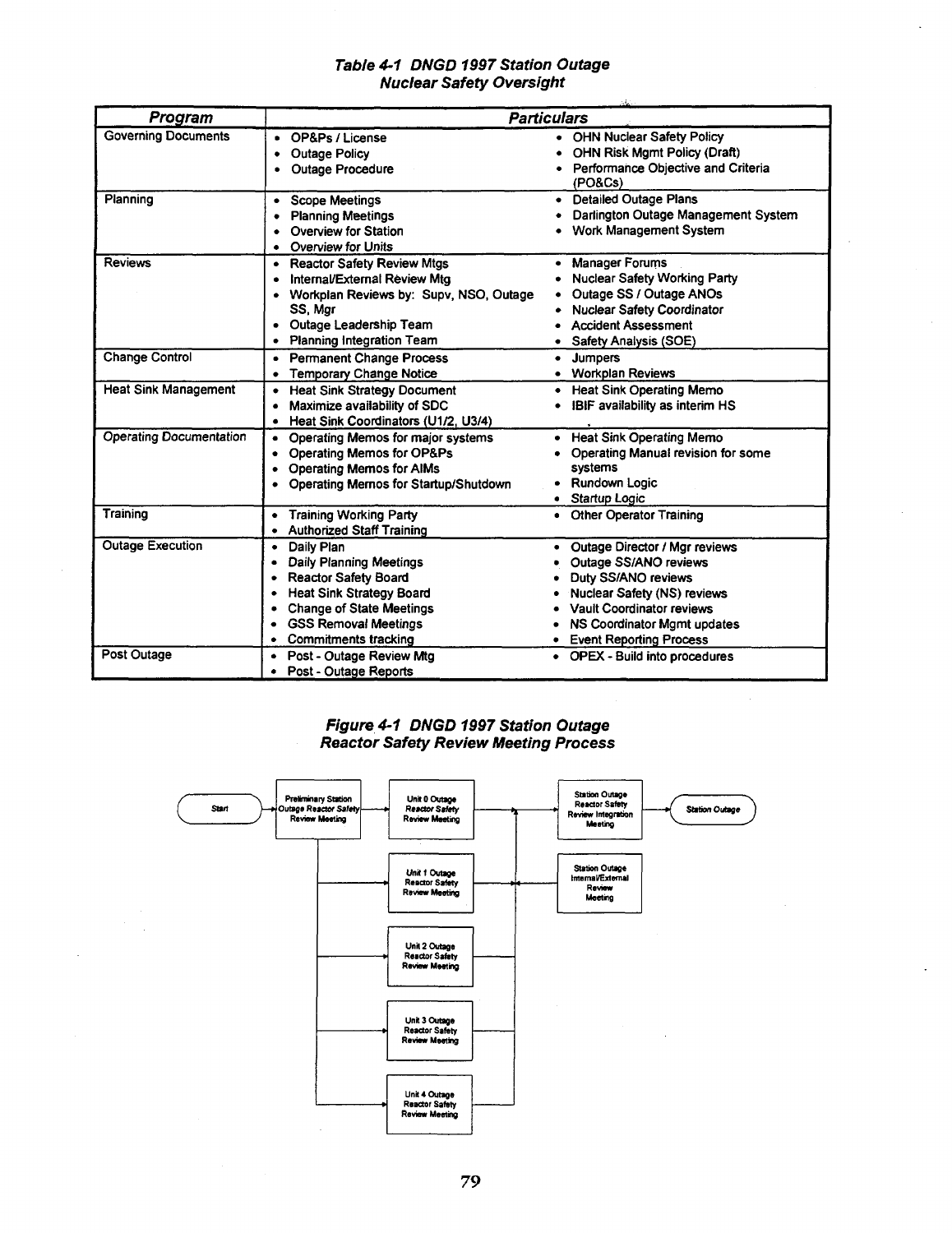### *Table 4-1 DNGD 1997 Station Outage Nuclear Safety Oversight*

| *Program* | *Particulars* | |
|---|---|---|
| Governing Documents | • OP&Ps / License<br>• Outage Policy<br>• Outage Procedure | • OHN Nuclear Safety Policy<br>• OHN Risk Mgmt Policy (Draft)<br>• Performance Objective and Criteria (PO&Cs) |
| Planning | • Scope Meetings<br>• Planning Meetings<br>• Overview for Station<br>• Overview for Units | • Detailed Outage Plans<br>• Darlington Outage Management System<br>• Work Management System |
| Reviews | • Reactor Safety Review Mtgs<br>• Internal/External Review Mtg<br>• Workplan Reviews by: Supv, NSO, Outage SS, Mgr<br>• Outage Leadership Team<br>• Planning Integration Team | • Manager Forums<br>• Nuclear Safety Working Party<br>• Outage SS / Outage ANOs<br>• Nuclear Safety Coordinator<br>• Accident Assessment<br>• Safety Analysis (SOE) |
| Change Control | • Permanent Change Process<br>• Temporary Change Notice | • Jumpers<br>• Workplan Reviews |
| Heat Sink Management | • Heat Sink Strategy Document<br>• Maximize availability of SDC<br>• Heat Sink Coordinators (U1/2, U3/4) | • Heat Sink Operating Memo<br>• IBIF availability as interim HS |
| Operating Documentation | • Operating Memos for major systems<br>• Operating Memos for OP&Ps<br>• Operating Memos for AIMs<br>• Operating Memos for Startup/Shutdown | • Heat Sink Operating Memo<br>• Operating Manual revision for some systems<br>• Rundown Logic<br>• Startup Logic |
| Training | • Training Working Party<br>• Authorized Staff Training | • Other Operator Training |
| Outage Execution | • Daily Plan<br>• Daily Planning Meetings<br>• Reactor Safety Board<br>• Heat Sink Strategy Board<br>• Change of State Meetings<br>• GSS Removal Meetings<br>• Commitments tracking | • Outage Director / Mgr reviews<br>• Outage SS/ANO reviews<br>• Duty SS/ANO reviews<br>• Nuclear Safety (NS) reviews<br>• Vault Coordinator reviews<br>• NS Coordinator Mgmt updates<br>• Event Reporting Process |
| Post Outage | • Post - Outage Review Mtg<br>• Post - Outage Reports | • OPEX - Build into procedures |

### *Figure 4-1 DNGD 1997 Station Outage Reactor Safety Review Meeting Process*

Start → Preliminary Station Outage Reactor Safety Review Meeting → Unit 0 Outage Reactor Safety Review Meeting; Unit 1 Outage Reactor Safety Review Meeting; Unit 2 Outage Reactor Safety Review Meeting; Unit 3 Outage Reactor Safety Review Meeting; Unit 4 Outage Reactor Safety Review Meeting → Station Outage Reactor Safety Review Integration Meeting (with Station Outage Internal/External Review Meeting) → Station Outage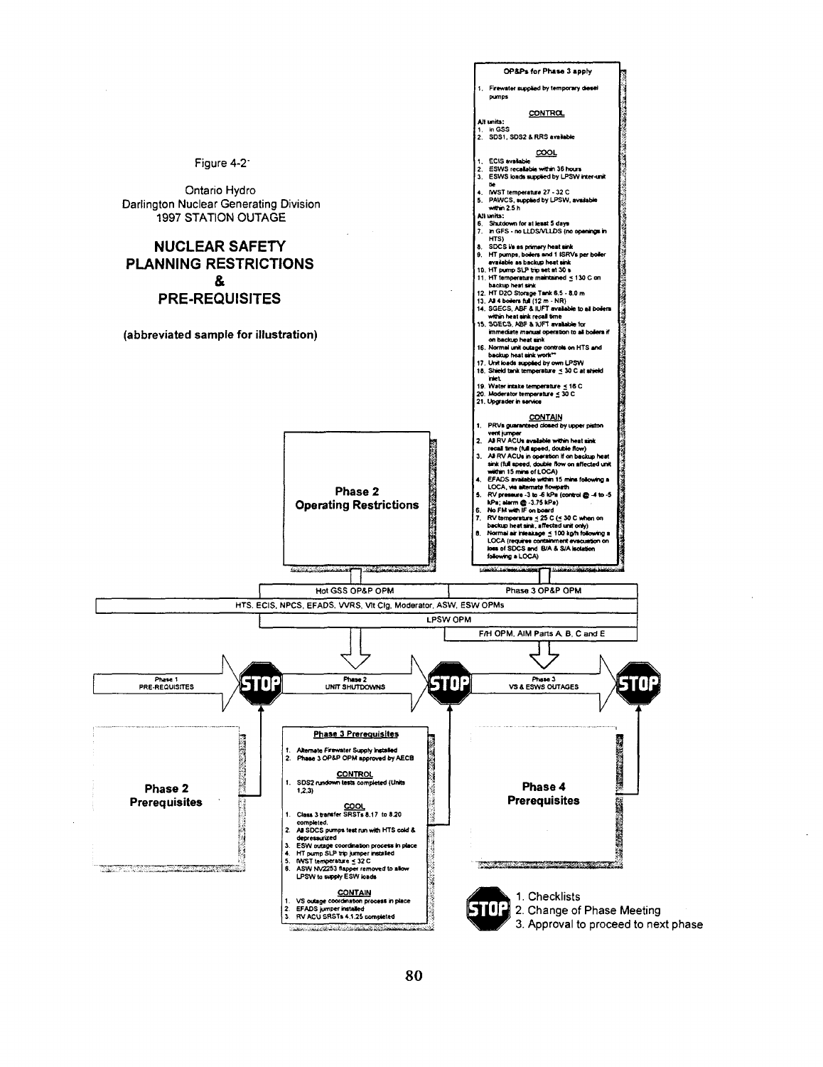Figure 4-2

Ontario Hydro
Darlington Nuclear Generating Division
1997 STATION OUTAGE

## NUCLEAR SAFETY PLANNING RESTRICTIONS & PRE-REQUISITES

**(abbreviated sample for illustration)**

OP&Ps for Phase 3 apply

1. Firewater supplied by temporary diesel pumps

CONTROL

All units:
1. in GSS
2. SDS1, SDS2 & RRS available

COOL

1. ECIS available
2. ESWS recallable within 36 hours
3. ESWS loads supplied by LPSW inter-unit tie
4. IWST temperature 27 - 32 C
5. PAWCS, supplied by LPSW, available within 2.5 h

All units:
6. Shutdown for at least 5 days
7. in GFS - no LLDS/VLLDS (no openings in HTS)
8. SDCS i/s as primary heat sink
9. HT pumps, boilers and 1 ISRVs per boiler available as backup heat sink
10. HT pump SLP trip set at 30 s
11. HT temperature maintained ≤ 130 C on backup heat sink
12. HT D2O Storage Tank 6.5 - 8.0 m
13. All 4 boilers full (12 m - NR)
14. SGECS, ABF & IUFT available to all boilers within heat sink recall time
15. SGECS, ABF & IUFT available for immediate manual operation to all boilers if on backup heat sink
16. Normal unit outage controls on HTS and backup heat sink work**
17. Unit loads supplied by own LPSW
18. Shield tank temperature ≤ 30 C at shield inlet
19. Water intake temperature ≤ 16 C
20. Moderator temperature ≤ 30 C
21. Upgrader in service

CONTAIN

1. PRVs guaranteed closed by upper piston vent jumper
2. All RV ACUs available within heat sink recall time (full speed, double flow)
3. All RV ACUs in operation if on backup heat sink (full speed, double flow on affected unit within 15 mins of LOCA)
4. EFADS available within 15 mins following a LOCA, via alternate flowpath
5. RV pressure -3 to -6 kPa (control @ -4 to -5 kPa; alarm @ -3.75 kPa)
6. No FM with IF on board
7. RV temperature ≤ 25 C (≤ 30 C when on backup heat sink, affected unit only)
8. Normal air inleakage ≤ 100 kg/h following a LOCA (requires containment evacuation on loss of SDCS and B/A & S/A isolation following a LOCA)

**Phase 2 Operating Restrictions**

Hot GSS OP&P OPM | Phase 3 OP&P OPM

HTS, ECIS, NPCS, EFADS, VVRS, Vlt Clg, Moderator, ASW, ESW OPMs

LPSW OPM

F/H OPM, AIM Parts A, B, C and E

Phase 1 PRE-REQUISITES → STOP → Phase 2 UNIT SHUTDOWNS → STOP → Phase 3 VS & ESWS OUTAGES → STOP

**Phase 2 Prerequisites**

**Phase 3 Prerequisites**

1. Alternate Firewater Supply Installed
2. Phase 3 OP&P OPM approved by AECB

CONTROL

1. SDS2 rundown tests completed (Units 1,2,3)

COOL

1. Class 3 transfer SRSTs 8.17 to 8.20 completed.
2. All SDCS pumps test run with HTS cold & depressurized
3. ESW outage coordination process in place
4. HT pump SLP trip jumper installed
5. IWST temperature ≤ 32 C
6. ASW NV2253 flapper removed to allow LPSW to supply ESW loads

CONTAIN

1. VS outage coordination process in place
2. EFADS jumper installed
3. RV ACU SRSTs 4.1.25 completed

**Phase 4 Prerequisites**

STOP:
1. Checklists
2. Change of Phase Meeting
3. Approval to proceed to next phase